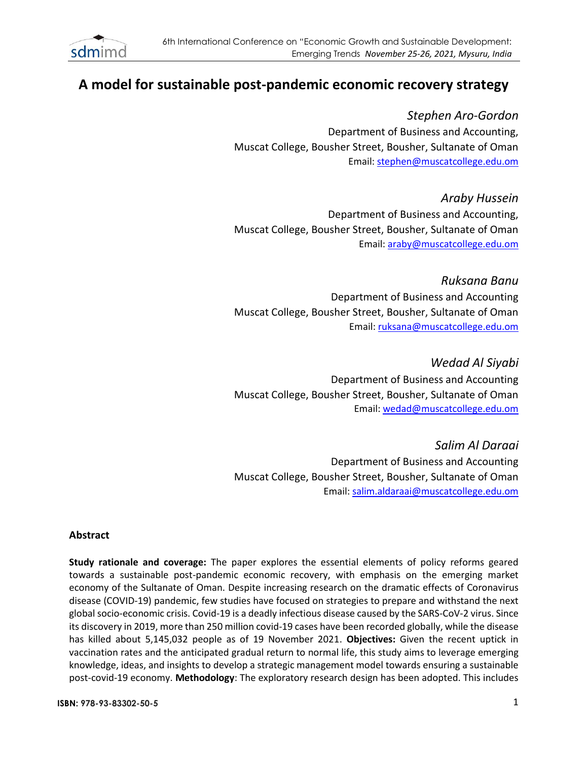# A model for sustainable post-pandemic economic recovery strategy

*Stephen Aro-Gordon*
Department of Business and Accounting,
Muscat College, Bousher Street, Bousher, Sultanate of Oman
Email: stephen@muscatcollege.edu.om

*Araby Hussein*
Department of Business and Accounting,
Muscat College, Bousher Street, Bousher, Sultanate of Oman
Email: araby@muscatcollege.edu.om

*Ruksana Banu*
Department of Business and Accounting
Muscat College, Bousher Street, Bousher, Sultanate of Oman
Email: ruksana@muscatcollege.edu.om

*Wedad Al Siyabi*
Department of Business and Accounting
Muscat College, Bousher Street, Bousher, Sultanate of Oman
Email: wedad@muscatcollege.edu.om

*Salim Al Daraai*
Department of Business and Accounting
Muscat College, Bousher Street, Bousher, Sultanate of Oman
Email: salim.aldaraai@muscatcollege.edu.om

## Abstract

**Study rationale and coverage:** The paper explores the essential elements of policy reforms geared towards a sustainable post-pandemic economic recovery, with emphasis on the emerging market economy of the Sultanate of Oman. Despite increasing research on the dramatic effects of Coronavirus disease (COVID-19) pandemic, few studies have focused on strategies to prepare and withstand the next global socio-economic crisis. Covid-19 is a deadly infectious disease caused by the SARS-CoV-2 virus. Since its discovery in 2019, more than 250 million covid-19 cases have been recorded globally, while the disease has killed about 5,145,032 people as of 19 November 2021. **Objectives:** Given the recent uptick in vaccination rates and the anticipated gradual return to normal life, this study aims to leverage emerging knowledge, ideas, and insights to develop a strategic management model towards ensuring a sustainable post-covid-19 economy. **Methodology**: The exploratory research design has been adopted. This includes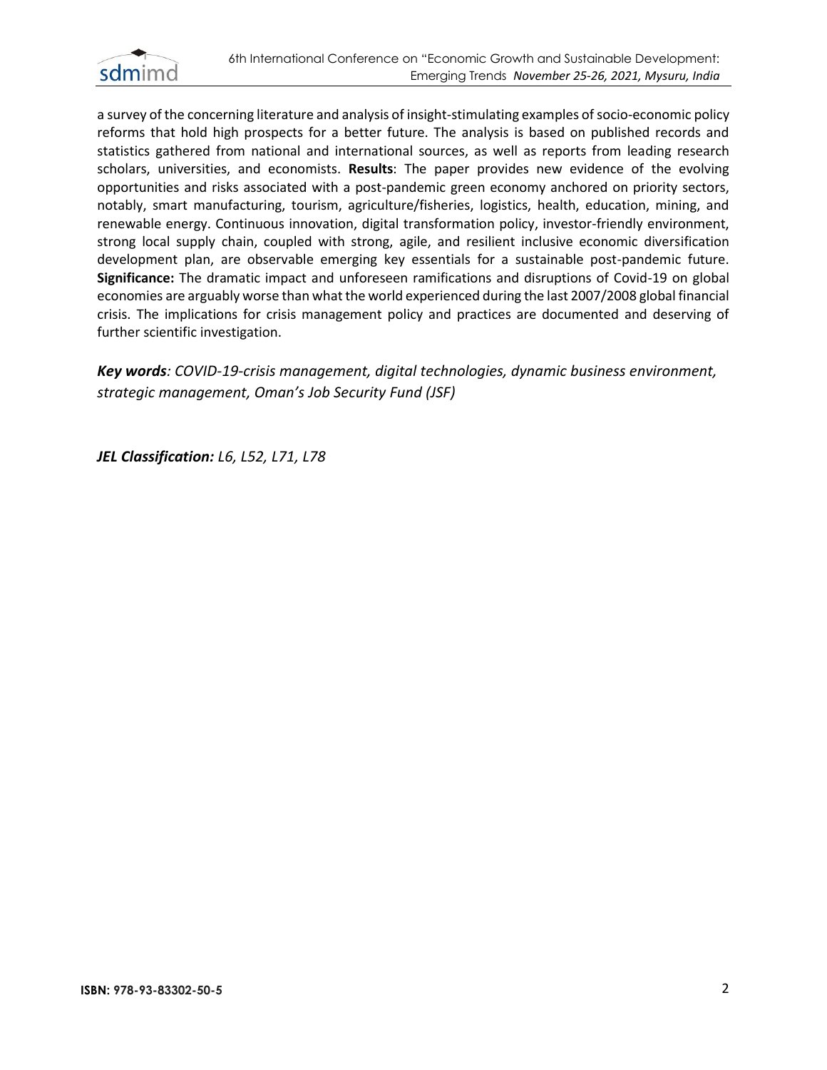a survey of the concerning literature and analysis of insight-stimulating examples of socio-economic policy reforms that hold high prospects for a better future. The analysis is based on published records and statistics gathered from national and international sources, as well as reports from leading research scholars, universities, and economists. **Results**: The paper provides new evidence of the evolving opportunities and risks associated with a post-pandemic green economy anchored on priority sectors, notably, smart manufacturing, tourism, agriculture/fisheries, logistics, health, education, mining, and renewable energy. Continuous innovation, digital transformation policy, investor-friendly environment, strong local supply chain, coupled with strong, agile, and resilient inclusive economic diversification development plan, are observable emerging key essentials for a sustainable post-pandemic future. **Significance:** The dramatic impact and unforeseen ramifications and disruptions of Covid-19 on global economies are arguably worse than what the world experienced during the last 2007/2008 global financial crisis. The implications for crisis management policy and practices are documented and deserving of further scientific investigation.

***Key words**: COVID-19-crisis management, digital technologies, dynamic business environment, strategic management, Oman's Job Security Fund (JSF)*

***JEL Classification:** L6, L52, L71, L78*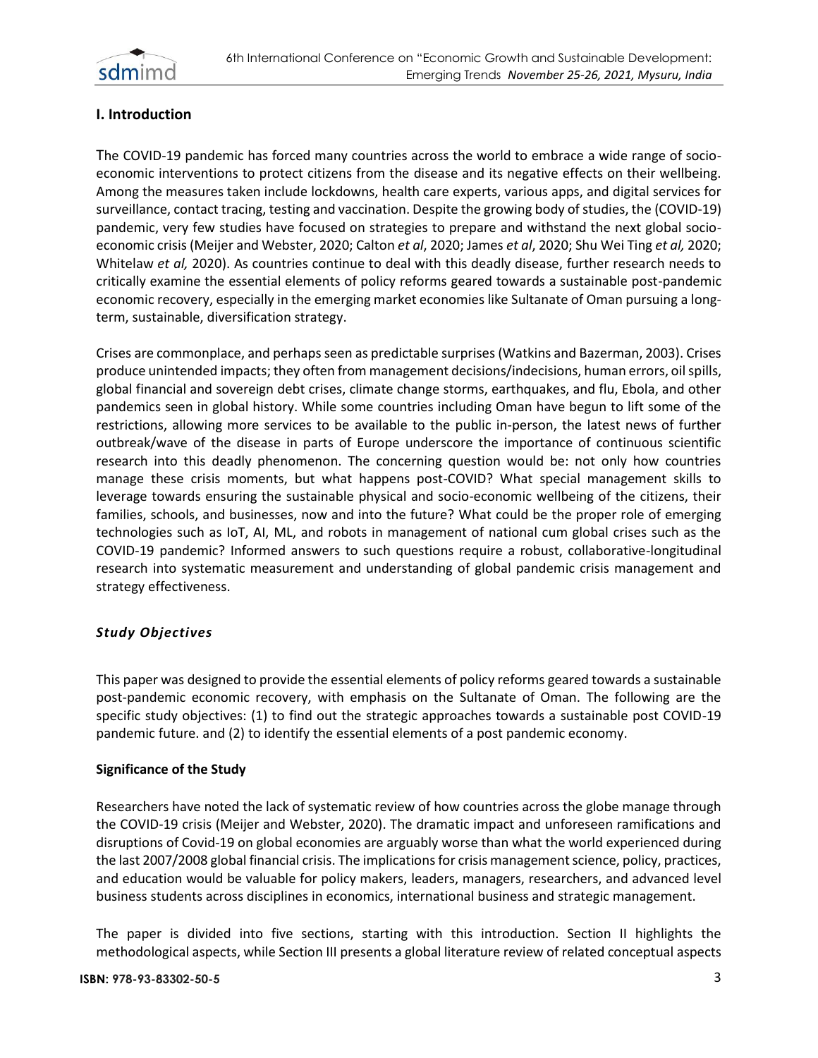## I. Introduction

The COVID-19 pandemic has forced many countries across the world to embrace a wide range of socio-economic interventions to protect citizens from the disease and its negative effects on their wellbeing. Among the measures taken include lockdowns, health care experts, various apps, and digital services for surveillance, contact tracing, testing and vaccination. Despite the growing body of studies, the (COVID-19) pandemic, very few studies have focused on strategies to prepare and withstand the next global socio-economic crisis (Meijer and Webster, 2020; Calton *et al*, 2020; James *et al*, 2020; Shu Wei Ting *et al,* 2020; Whitelaw *et al,* 2020). As countries continue to deal with this deadly disease, further research needs to critically examine the essential elements of policy reforms geared towards a sustainable post-pandemic economic recovery, especially in the emerging market economies like Sultanate of Oman pursuing a long-term, sustainable, diversification strategy.

Crises are commonplace, and perhaps seen as predictable surprises (Watkins and Bazerman, 2003). Crises produce unintended impacts; they often from management decisions/indecisions, human errors, oil spills, global financial and sovereign debt crises, climate change storms, earthquakes, and flu, Ebola, and other pandemics seen in global history. While some countries including Oman have begun to lift some of the restrictions, allowing more services to be available to the public in-person, the latest news of further outbreak/wave of the disease in parts of Europe underscore the importance of continuous scientific research into this deadly phenomenon. The concerning question would be: not only how countries manage these crisis moments, but what happens post-COVID? What special management skills to leverage towards ensuring the sustainable physical and socio-economic wellbeing of the citizens, their families, schools, and businesses, now and into the future? What could be the proper role of emerging technologies such as IoT, AI, ML, and robots in management of national cum global crises such as the COVID-19 pandemic? Informed answers to such questions require a robust, collaborative-longitudinal research into systematic measurement and understanding of global pandemic crisis management and strategy effectiveness.

### *Study Objectives*

This paper was designed to provide the essential elements of policy reforms geared towards a sustainable post-pandemic economic recovery, with emphasis on the Sultanate of Oman. The following are the specific study objectives: (1) to find out the strategic approaches towards a sustainable post COVID-19 pandemic future. and (2) to identify the essential elements of a post pandemic economy.

### Significance of the Study

Researchers have noted the lack of systematic review of how countries across the globe manage through the COVID-19 crisis (Meijer and Webster, 2020). The dramatic impact and unforeseen ramifications and disruptions of Covid-19 on global economies are arguably worse than what the world experienced during the last 2007/2008 global financial crisis. The implications for crisis management science, policy, practices, and education would be valuable for policy makers, leaders, managers, researchers, and advanced level business students across disciplines in economics, international business and strategic management.

The paper is divided into five sections, starting with this introduction. Section II highlights the methodological aspects, while Section III presents a global literature review of related conceptual aspects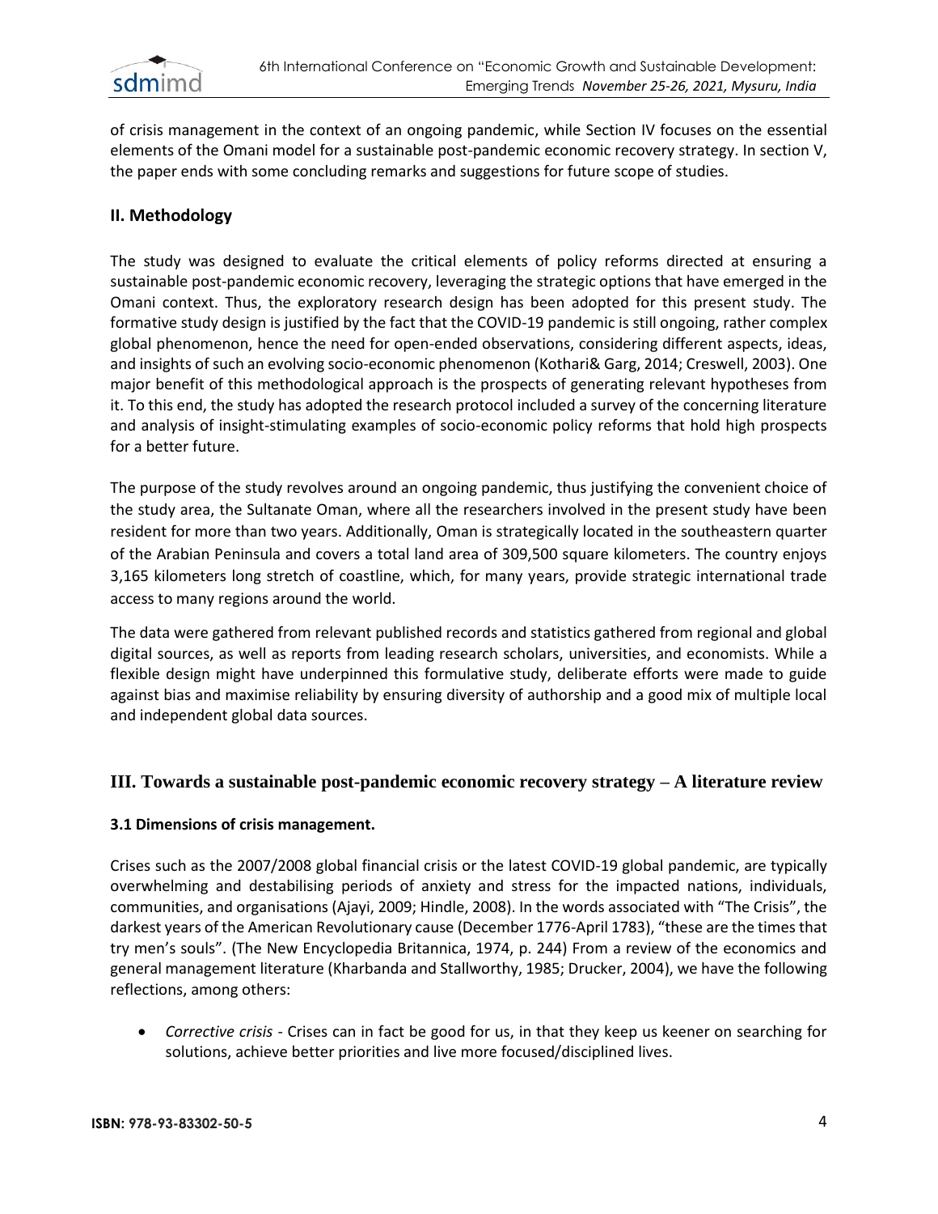of crisis management in the context of an ongoing pandemic, while Section IV focuses on the essential elements of the Omani model for a sustainable post-pandemic economic recovery strategy. In section V, the paper ends with some concluding remarks and suggestions for future scope of studies.

## II. Methodology

The study was designed to evaluate the critical elements of policy reforms directed at ensuring a sustainable post-pandemic economic recovery, leveraging the strategic options that have emerged in the Omani context. Thus, the exploratory research design has been adopted for this present study. The formative study design is justified by the fact that the COVID-19 pandemic is still ongoing, rather complex global phenomenon, hence the need for open-ended observations, considering different aspects, ideas, and insights of such an evolving socio-economic phenomenon (Kothari& Garg, 2014; Creswell, 2003). One major benefit of this methodological approach is the prospects of generating relevant hypotheses from it. To this end, the study has adopted the research protocol included a survey of the concerning literature and analysis of insight-stimulating examples of socio-economic policy reforms that hold high prospects for a better future.

The purpose of the study revolves around an ongoing pandemic, thus justifying the convenient choice of the study area, the Sultanate Oman, where all the researchers involved in the present study have been resident for more than two years. Additionally, Oman is strategically located in the southeastern quarter of the Arabian Peninsula and covers a total land area of 309,500 square kilometers. The country enjoys 3,165 kilometers long stretch of coastline, which, for many years, provide strategic international trade access to many regions around the world.

The data were gathered from relevant published records and statistics gathered from regional and global digital sources, as well as reports from leading research scholars, universities, and economists. While a flexible design might have underpinned this formulative study, deliberate efforts were made to guide against bias and maximise reliability by ensuring diversity of authorship and a good mix of multiple local and independent global data sources.

## III. Towards a sustainable post-pandemic economic recovery strategy – A literature review

### 3.1 Dimensions of crisis management.

Crises such as the 2007/2008 global financial crisis or the latest COVID-19 global pandemic, are typically overwhelming and destabilising periods of anxiety and stress for the impacted nations, individuals, communities, and organisations (Ajayi, 2009; Hindle, 2008). In the words associated with "The Crisis", the darkest years of the American Revolutionary cause (December 1776-April 1783), "these are the times that try men's souls". (The New Encyclopedia Britannica, 1974, p. 244) From a review of the economics and general management literature (Kharbanda and Stallworthy, 1985; Drucker, 2004), we have the following reflections, among others:

- *Corrective crisis* - Crises can in fact be good for us, in that they keep us keener on searching for solutions, achieve better priorities and live more focused/disciplined lives.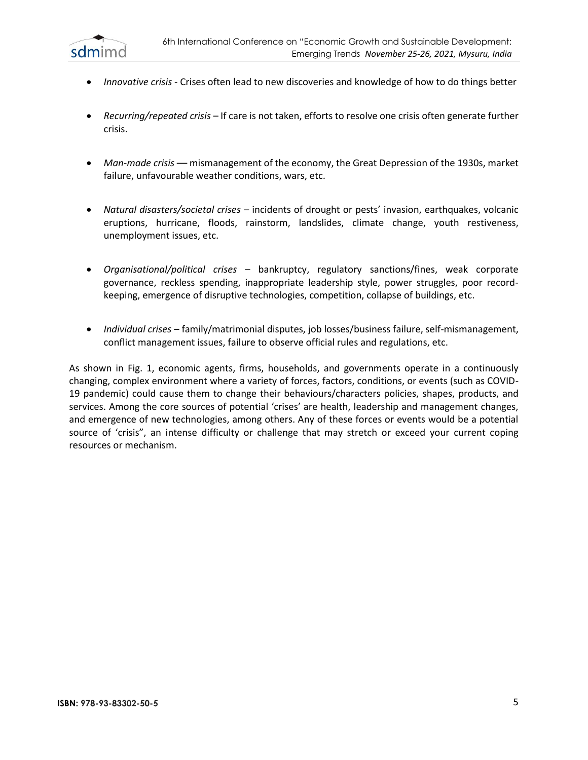- *Innovative crisis* - Crises often lead to new discoveries and knowledge of how to do things better

- *Recurring/repeated crisis* – If care is not taken, efforts to resolve one crisis often generate further crisis.

- *Man-made crisis* –– mismanagement of the economy, the Great Depression of the 1930s, market failure, unfavourable weather conditions, wars, etc.

- *Natural disasters/societal crises* – incidents of drought or pests' invasion, earthquakes, volcanic eruptions, hurricane, floods, rainstorm, landslides, climate change, youth restiveness, unemployment issues, etc.

- *Organisational/political crises* – bankruptcy, regulatory sanctions/fines, weak corporate governance, reckless spending, inappropriate leadership style, power struggles, poor record-keeping, emergence of disruptive technologies, competition, collapse of buildings, etc.

- *Individual crises* – family/matrimonial disputes, job losses/business failure, self-mismanagement, conflict management issues, failure to observe official rules and regulations, etc.

As shown in Fig. 1, economic agents, firms, households, and governments operate in a continuously changing, complex environment where a variety of forces, factors, conditions, or events (such as COVID-19 pandemic) could cause them to change their behaviours/characters policies, shapes, products, and services. Among the core sources of potential 'crises' are health, leadership and management changes, and emergence of new technologies, among others. Any of these forces or events would be a potential source of 'crisis", an intense difficulty or challenge that may stretch or exceed your current coping resources or mechanism.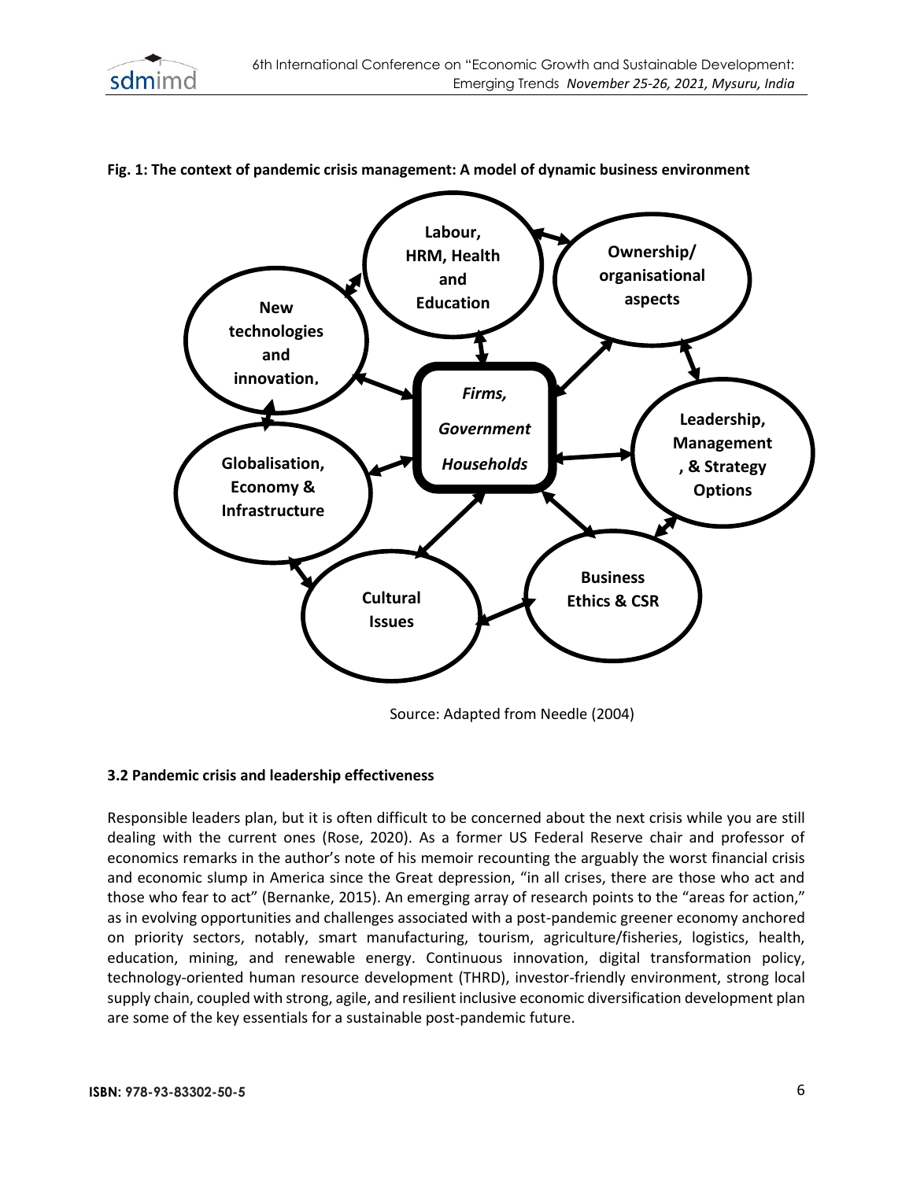**Fig. 1: The context of pandemic crisis management: A model of dynamic business environment**

Source: Adapted from Needle (2004)

### 3.2 Pandemic crisis and leadership effectiveness

Responsible leaders plan, but it is often difficult to be concerned about the next crisis while you are still dealing with the current ones (Rose, 2020). As a former US Federal Reserve chair and professor of economics remarks in the author's note of his memoir recounting the arguably the worst financial crisis and economic slump in America since the Great depression, "in all crises, there are those who act and those who fear to act" (Bernanke, 2015). An emerging array of research points to the "areas for action," as in evolving opportunities and challenges associated with a post-pandemic greener economy anchored on priority sectors, notably, smart manufacturing, tourism, agriculture/fisheries, logistics, health, education, mining, and renewable energy. Continuous innovation, digital transformation policy, technology-oriented human resource development (THRD), investor-friendly environment, strong local supply chain, coupled with strong, agile, and resilient inclusive economic diversification development plan are some of the key essentials for a sustainable post-pandemic future.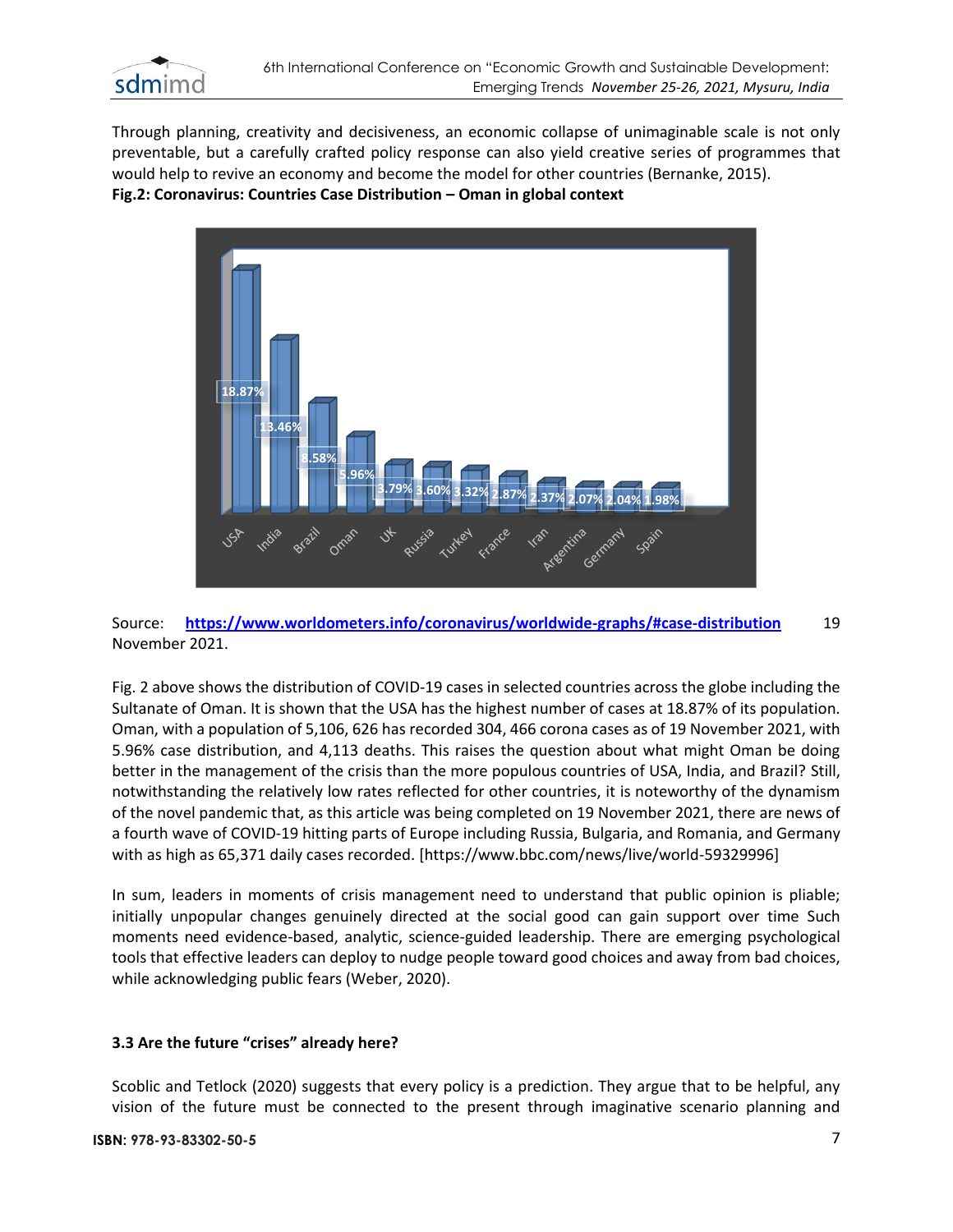Through planning, creativity and decisiveness, an economic collapse of unimaginable scale is not only preventable, but a carefully crafted policy response can also yield creative series of programmes that would help to revive an economy and become the model for other countries (Bernanke, 2015).

**Fig.2: Coronavirus: Countries Case Distribution – Oman in global context**

Source: [https://www.worldometers.info/coronavirus/worldwide-graphs/#case-distribution](https://www.worldometers.info/coronavirus/worldwide-graphs/#case-distribution) 19 November 2021.

Fig. 2 above shows the distribution of COVID-19 cases in selected countries across the globe including the Sultanate of Oman. It is shown that the USA has the highest number of cases at 18.87% of its population. Oman, with a population of 5,106, 626 has recorded 304, 466 corona cases as of 19 November 2021, with 5.96% case distribution, and 4,113 deaths. This raises the question about what might Oman be doing better in the management of the crisis than the more populous countries of USA, India, and Brazil? Still, notwithstanding the relatively low rates reflected for other countries, it is noteworthy of the dynamism of the novel pandemic that, as this article was being completed on 19 November 2021, there are news of a fourth wave of COVID-19 hitting parts of Europe including Russia, Bulgaria, and Romania, and Germany with as high as 65,371 daily cases recorded. [https://www.bbc.com/news/live/world-59329996]

In sum, leaders in moments of crisis management need to understand that public opinion is pliable; initially unpopular changes genuinely directed at the social good can gain support over time Such moments need evidence-based, analytic, science-guided leadership. There are emerging psychological tools that effective leaders can deploy to nudge people toward good choices and away from bad choices, while acknowledging public fears (Weber, 2020).

### 3.3 Are the future "crises" already here?

Scoblic and Tetlock (2020) suggests that every policy is a prediction. They argue that to be helpful, any vision of the future must be connected to the present through imaginative scenario planning and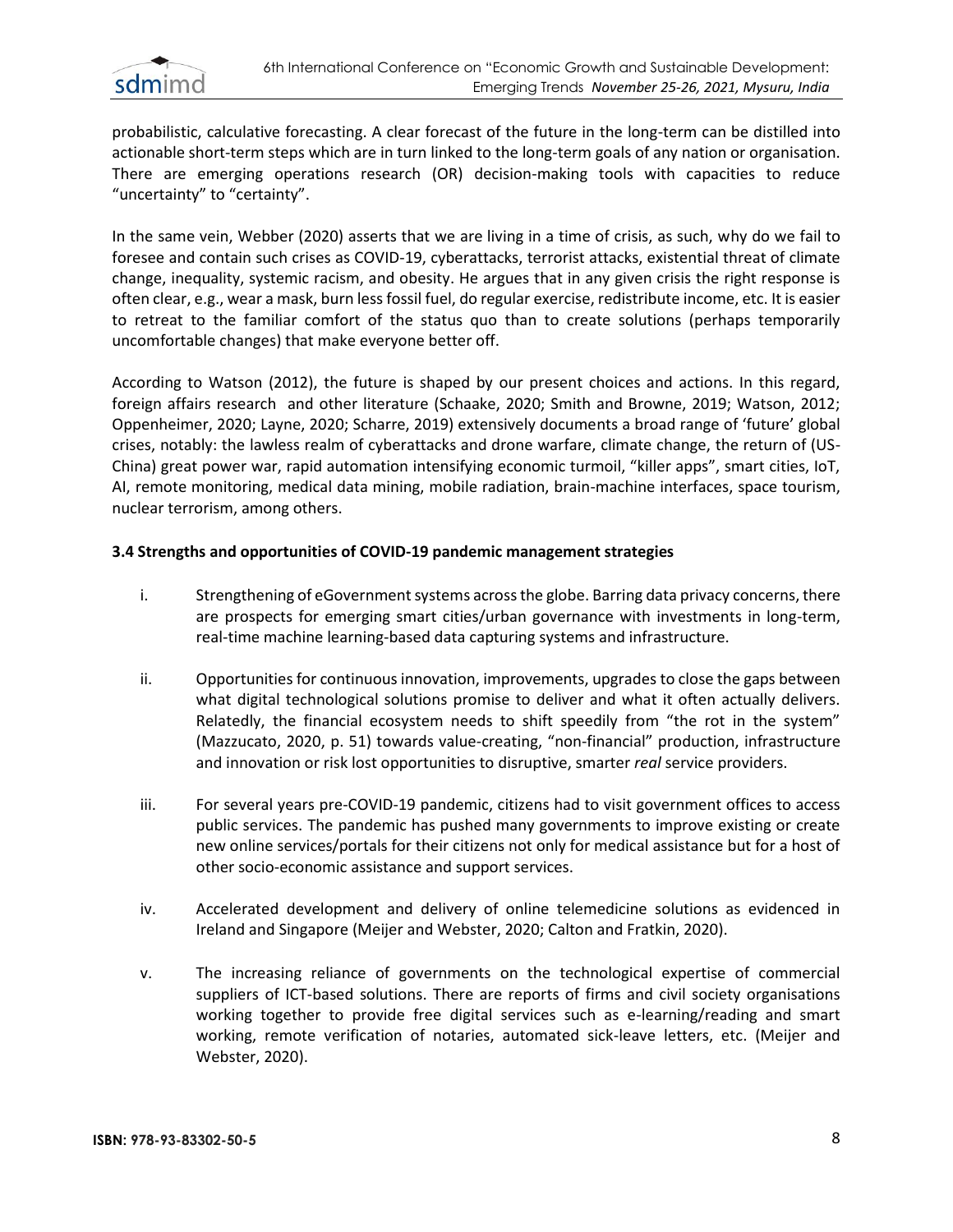probabilistic, calculative forecasting. A clear forecast of the future in the long-term can be distilled into actionable short-term steps which are in turn linked to the long-term goals of any nation or organisation. There are emerging operations research (OR) decision-making tools with capacities to reduce "uncertainty" to "certainty".

In the same vein, Webber (2020) asserts that we are living in a time of crisis, as such, why do we fail to foresee and contain such crises as COVID-19, cyberattacks, terrorist attacks, existential threat of climate change, inequality, systemic racism, and obesity. He argues that in any given crisis the right response is often clear, e.g., wear a mask, burn less fossil fuel, do regular exercise, redistribute income, etc. It is easier to retreat to the familiar comfort of the status quo than to create solutions (perhaps temporarily uncomfortable changes) that make everyone better off.

According to Watson (2012), the future is shaped by our present choices and actions. In this regard, foreign affairs research and other literature (Schaake, 2020; Smith and Browne, 2019; Watson, 2012; Oppenheimer, 2020; Layne, 2020; Scharre, 2019) extensively documents a broad range of 'future' global crises, notably: the lawless realm of cyberattacks and drone warfare, climate change, the return of (US-China) great power war, rapid automation intensifying economic turmoil, "killer apps", smart cities, IoT, AI, remote monitoring, medical data mining, mobile radiation, brain-machine interfaces, space tourism, nuclear terrorism, among others.

### 3.4 Strengths and opportunities of COVID-19 pandemic management strategies

i. Strengthening of eGovernment systems across the globe. Barring data privacy concerns, there are prospects for emerging smart cities/urban governance with investments in long-term, real-time machine learning-based data capturing systems and infrastructure.

ii. Opportunities for continuous innovation, improvements, upgrades to close the gaps between what digital technological solutions promise to deliver and what it often actually delivers. Relatedly, the financial ecosystem needs to shift speedily from "the rot in the system" (Mazzucato, 2020, p. 51) towards value-creating, "non-financial" production, infrastructure and innovation or risk lost opportunities to disruptive, smarter *real* service providers.

iii. For several years pre-COVID-19 pandemic, citizens had to visit government offices to access public services. The pandemic has pushed many governments to improve existing or create new online services/portals for their citizens not only for medical assistance but for a host of other socio-economic assistance and support services.

iv. Accelerated development and delivery of online telemedicine solutions as evidenced in Ireland and Singapore (Meijer and Webster, 2020; Calton and Fratkin, 2020).

v. The increasing reliance of governments on the technological expertise of commercial suppliers of ICT-based solutions. There are reports of firms and civil society organisations working together to provide free digital services such as e-learning/reading and smart working, remote verification of notaries, automated sick-leave letters, etc. (Meijer and Webster, 2020).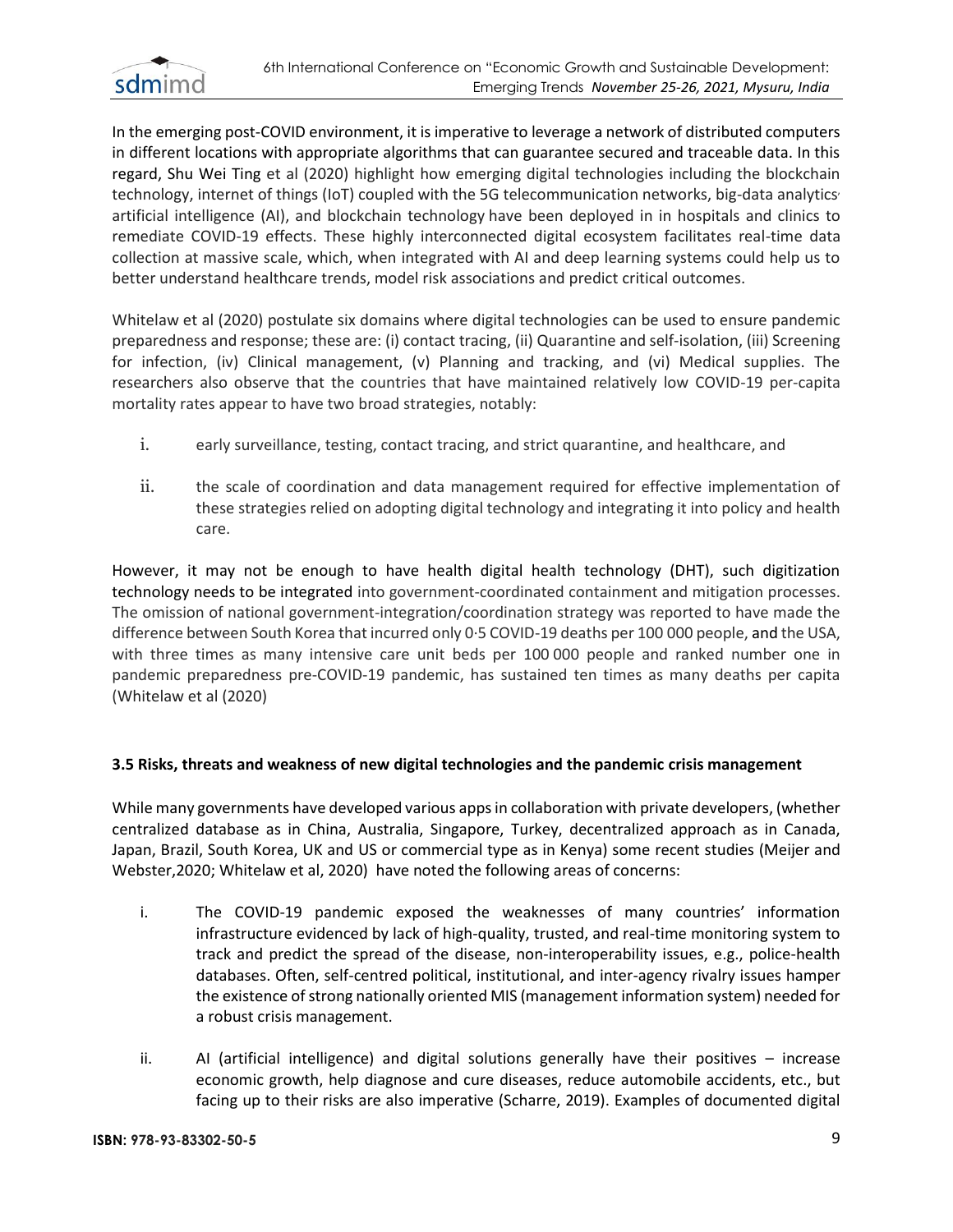In the emerging post-COVID environment, it is imperative to leverage a network of distributed computers in different locations with appropriate algorithms that can guarantee secured and traceable data. In this regard, Shu Wei Ting et al (2020) highlight how emerging digital technologies including the blockchain technology, internet of things (IoT) coupled with the 5G telecommunication networks, big-data analytics, artificial intelligence (AI), and blockchain technology have been deployed in in hospitals and clinics to remediate COVID-19 effects. These highly interconnected digital ecosystem facilitates real-time data collection at massive scale, which, when integrated with AI and deep learning systems could help us to better understand healthcare trends, model risk associations and predict critical outcomes.

Whitelaw et al (2020) postulate six domains where digital technologies can be used to ensure pandemic preparedness and response; these are: (i) contact tracing, (ii) Quarantine and self-isolation, (iii) Screening for infection, (iv) Clinical management, (v) Planning and tracking, and (vi) Medical supplies. The researchers also observe that the countries that have maintained relatively low COVID-19 per-capita mortality rates appear to have two broad strategies, notably:

i. early surveillance, testing, contact tracing, and strict quarantine, and healthcare, and

ii. the scale of coordination and data management required for effective implementation of these strategies relied on adopting digital technology and integrating it into policy and health care.

However, it may not be enough to have health digital health technology (DHT), such digitization technology needs to be integrated into government-coordinated containment and mitigation processes. The omission of national government-integration/coordination strategy was reported to have made the difference between South Korea that incurred only 0·5 COVID-19 deaths per 100 000 people, and the USA, with three times as many intensive care unit beds per 100 000 people and ranked number one in pandemic preparedness pre-COVID-19 pandemic, has sustained ten times as many deaths per capita (Whitelaw et al (2020)

### 3.5 Risks, threats and weakness of new digital technologies and the pandemic crisis management

While many governments have developed various apps in collaboration with private developers, (whether centralized database as in China, Australia, Singapore, Turkey, decentralized approach as in Canada, Japan, Brazil, South Korea, UK and US or commercial type as in Kenya) some recent studies (Meijer and Webster,2020; Whitelaw et al, 2020) have noted the following areas of concerns:

i. The COVID-19 pandemic exposed the weaknesses of many countries' information infrastructure evidenced by lack of high-quality, trusted, and real-time monitoring system to track and predict the spread of the disease, non-interoperability issues, e.g., police-health databases. Often, self-centred political, institutional, and inter-agency rivalry issues hamper the existence of strong nationally oriented MIS (management information system) needed for a robust crisis management.

ii. AI (artificial intelligence) and digital solutions generally have their positives – increase economic growth, help diagnose and cure diseases, reduce automobile accidents, etc., but facing up to their risks are also imperative (Scharre, 2019). Examples of documented digital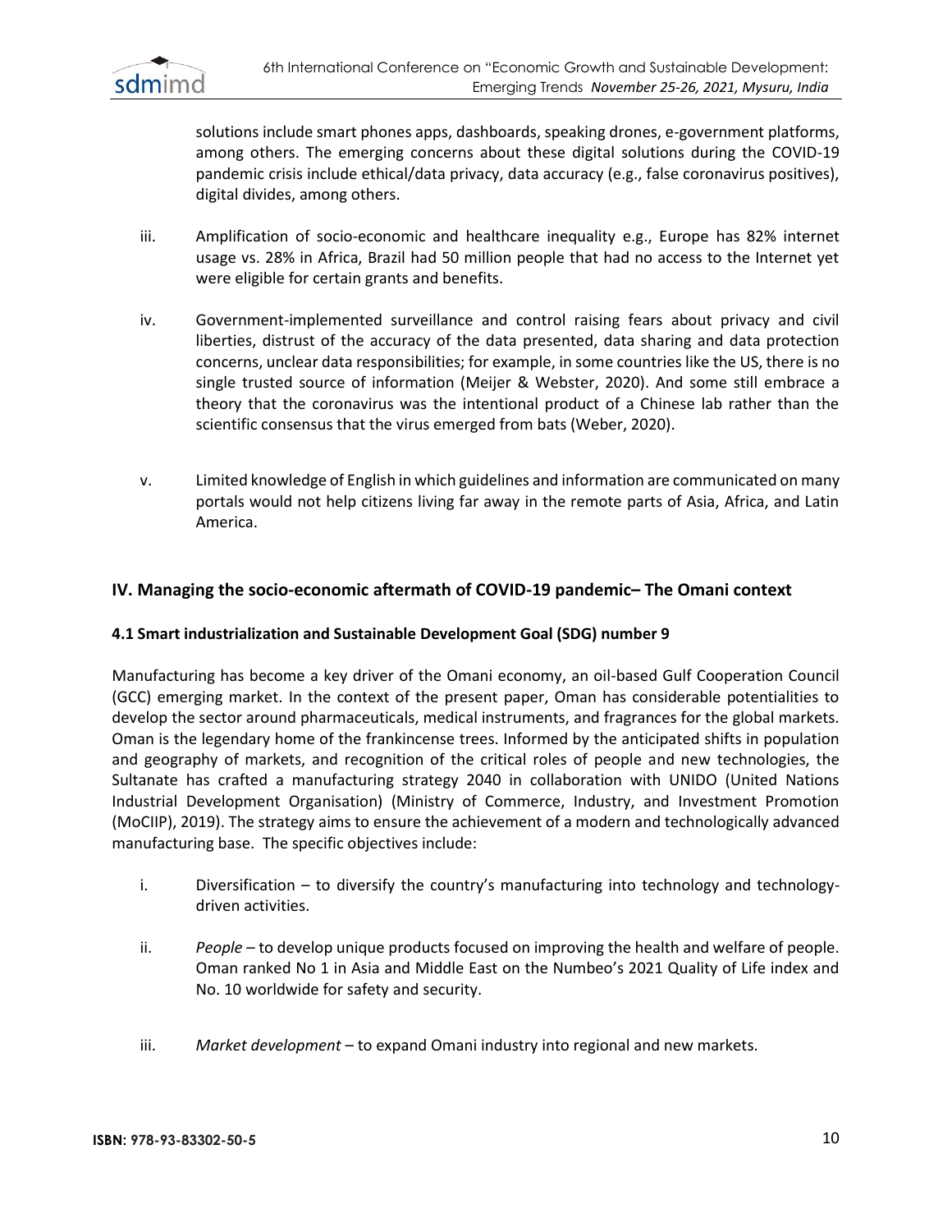solutions include smart phones apps, dashboards, speaking drones, e-government platforms, among others. The emerging concerns about these digital solutions during the COVID-19 pandemic crisis include ethical/data privacy, data accuracy (e.g., false coronavirus positives), digital divides, among others.

iii. Amplification of socio-economic and healthcare inequality e.g., Europe has 82% internet usage vs. 28% in Africa, Brazil had 50 million people that had no access to the Internet yet were eligible for certain grants and benefits.

iv. Government-implemented surveillance and control raising fears about privacy and civil liberties, distrust of the accuracy of the data presented, data sharing and data protection concerns, unclear data responsibilities; for example, in some countries like the US, there is no single trusted source of information (Meijer & Webster, 2020). And some still embrace a theory that the coronavirus was the intentional product of a Chinese lab rather than the scientific consensus that the virus emerged from bats (Weber, 2020).

v. Limited knowledge of English in which guidelines and information are communicated on many portals would not help citizens living far away in the remote parts of Asia, Africa, and Latin America.

## IV. Managing the socio-economic aftermath of COVID-19 pandemic– The Omani context

### 4.1 Smart industrialization and Sustainable Development Goal (SDG) number 9

Manufacturing has become a key driver of the Omani economy, an oil-based Gulf Cooperation Council (GCC) emerging market. In the context of the present paper, Oman has considerable potentialities to develop the sector around pharmaceuticals, medical instruments, and fragrances for the global markets. Oman is the legendary home of the frankincense trees. Informed by the anticipated shifts in population and geography of markets, and recognition of the critical roles of people and new technologies, the Sultanate has crafted a manufacturing strategy 2040 in collaboration with UNIDO (United Nations Industrial Development Organisation) (Ministry of Commerce, Industry, and Investment Promotion (MoCIIP), 2019). The strategy aims to ensure the achievement of a modern and technologically advanced manufacturing base. The specific objectives include:

i. Diversification – to diversify the country's manufacturing into technology and technology-driven activities.

ii. *People* – to develop unique products focused on improving the health and welfare of people. Oman ranked No 1 in Asia and Middle East on the Numbeo's 2021 Quality of Life index and No. 10 worldwide for safety and security.

iii. *Market development* – to expand Omani industry into regional and new markets.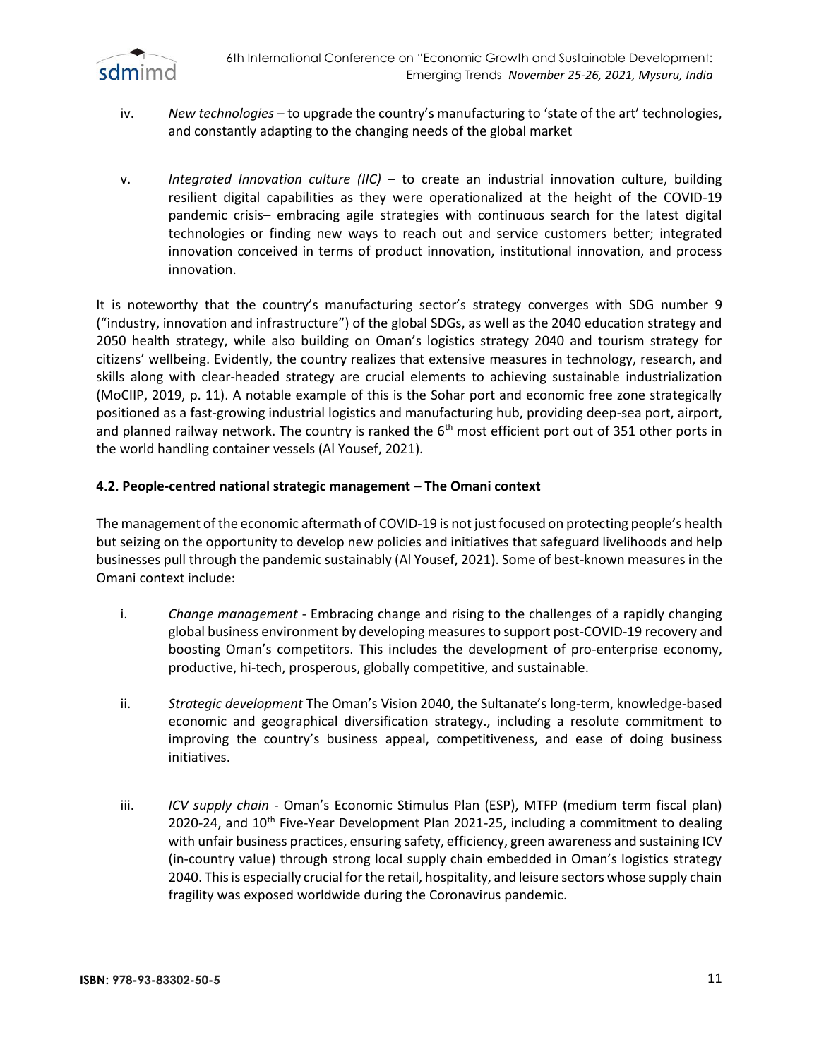iv. *New technologies* – to upgrade the country's manufacturing to 'state of the art' technologies, and constantly adapting to the changing needs of the global market

v. *Integrated Innovation culture (IIC)* – to create an industrial innovation culture, building resilient digital capabilities as they were operationalized at the height of the COVID-19 pandemic crisis– embracing agile strategies with continuous search for the latest digital technologies or finding new ways to reach out and service customers better; integrated innovation conceived in terms of product innovation, institutional innovation, and process innovation.

It is noteworthy that the country's manufacturing sector's strategy converges with SDG number 9 ("industry, innovation and infrastructure") of the global SDGs, as well as the 2040 education strategy and 2050 health strategy, while also building on Oman's logistics strategy 2040 and tourism strategy for citizens' wellbeing. Evidently, the country realizes that extensive measures in technology, research, and skills along with clear-headed strategy are crucial elements to achieving sustainable industrialization (MoCIIP, 2019, p. 11). A notable example of this is the Sohar port and economic free zone strategically positioned as a fast-growing industrial logistics and manufacturing hub, providing deep-sea port, airport, and planned railway network. The country is ranked the 6th most efficient port out of 351 other ports in the world handling container vessels (Al Yousef, 2021).

### 4.2. People-centred national strategic management – The Omani context

The management of the economic aftermath of COVID-19 is not just focused on protecting people's health but seizing on the opportunity to develop new policies and initiatives that safeguard livelihoods and help businesses pull through the pandemic sustainably (Al Yousef, 2021). Some of best-known measures in the Omani context include:

i. *Change management* - Embracing change and rising to the challenges of a rapidly changing global business environment by developing measures to support post-COVID-19 recovery and boosting Oman's competitors. This includes the development of pro-enterprise economy, productive, hi-tech, prosperous, globally competitive, and sustainable.

ii. *Strategic development* The Oman's Vision 2040, the Sultanate's long-term, knowledge-based economic and geographical diversification strategy., including a resolute commitment to improving the country's business appeal, competitiveness, and ease of doing business initiatives.

iii. *ICV supply chain* - Oman's Economic Stimulus Plan (ESP), MTFP (medium term fiscal plan) 2020-24, and 10th Five-Year Development Plan 2021-25, including a commitment to dealing with unfair business practices, ensuring safety, efficiency, green awareness and sustaining ICV (in-country value) through strong local supply chain embedded in Oman's logistics strategy 2040. This is especially crucial for the retail, hospitality, and leisure sectors whose supply chain fragility was exposed worldwide during the Coronavirus pandemic.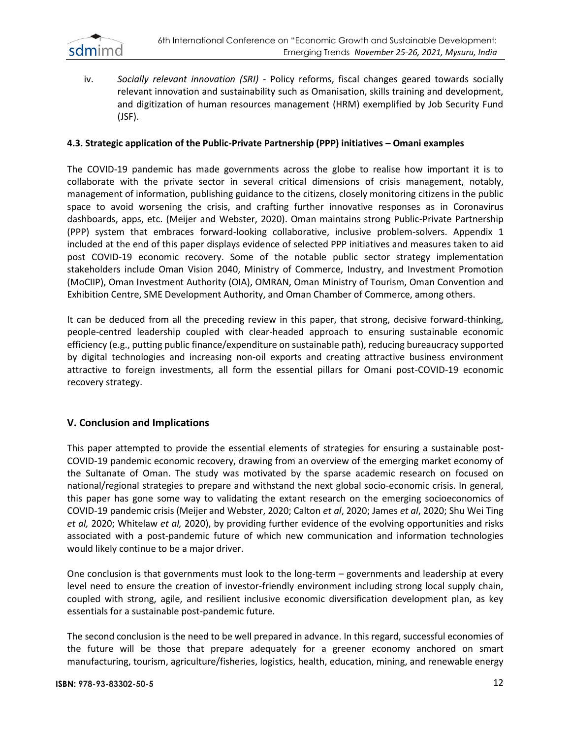iv. *Socially relevant innovation (SRI)* - Policy reforms, fiscal changes geared towards socially relevant innovation and sustainability such as Omanisation, skills training and development, and digitization of human resources management (HRM) exemplified by Job Security Fund (JSF).

### 4.3. Strategic application of the Public-Private Partnership (PPP) initiatives – Omani examples

The COVID-19 pandemic has made governments across the globe to realise how important it is to collaborate with the private sector in several critical dimensions of crisis management, notably, management of information, publishing guidance to the citizens, closely monitoring citizens in the public space to avoid worsening the crisis, and crafting further innovative responses as in Coronavirus dashboards, apps, etc. (Meijer and Webster, 2020). Oman maintains strong Public-Private Partnership (PPP) system that embraces forward-looking collaborative, inclusive problem-solvers. Appendix 1 included at the end of this paper displays evidence of selected PPP initiatives and measures taken to aid post COVID-19 economic recovery. Some of the notable public sector strategy implementation stakeholders include Oman Vision 2040, Ministry of Commerce, Industry, and Investment Promotion (MoCIIP), Oman Investment Authority (OIA), OMRAN, Oman Ministry of Tourism, Oman Convention and Exhibition Centre, SME Development Authority, and Oman Chamber of Commerce, among others.

It can be deduced from all the preceding review in this paper, that strong, decisive forward-thinking, people-centred leadership coupled with clear-headed approach to ensuring sustainable economic efficiency (e.g., putting public finance/expenditure on sustainable path), reducing bureaucracy supported by digital technologies and increasing non-oil exports and creating attractive business environment attractive to foreign investments, all form the essential pillars for Omani post-COVID-19 economic recovery strategy.

## V. Conclusion and Implications

This paper attempted to provide the essential elements of strategies for ensuring a sustainable post-COVID-19 pandemic economic recovery, drawing from an overview of the emerging market economy of the Sultanate of Oman. The study was motivated by the sparse academic research on focused on national/regional strategies to prepare and withstand the next global socio-economic crisis. In general, this paper has gone some way to validating the extant research on the emerging socioeconomics of COVID-19 pandemic crisis (Meijer and Webster, 2020; Calton *et al*, 2020; James *et al*, 2020; Shu Wei Ting *et al,* 2020; Whitelaw *et al,* 2020), by providing further evidence of the evolving opportunities and risks associated with a post-pandemic future of which new communication and information technologies would likely continue to be a major driver.

One conclusion is that governments must look to the long-term – governments and leadership at every level need to ensure the creation of investor-friendly environment including strong local supply chain, coupled with strong, agile, and resilient inclusive economic diversification development plan, as key essentials for a sustainable post-pandemic future.

The second conclusion is the need to be well prepared in advance. In this regard, successful economies of the future will be those that prepare adequately for a greener economy anchored on smart manufacturing, tourism, agriculture/fisheries, logistics, health, education, mining, and renewable energy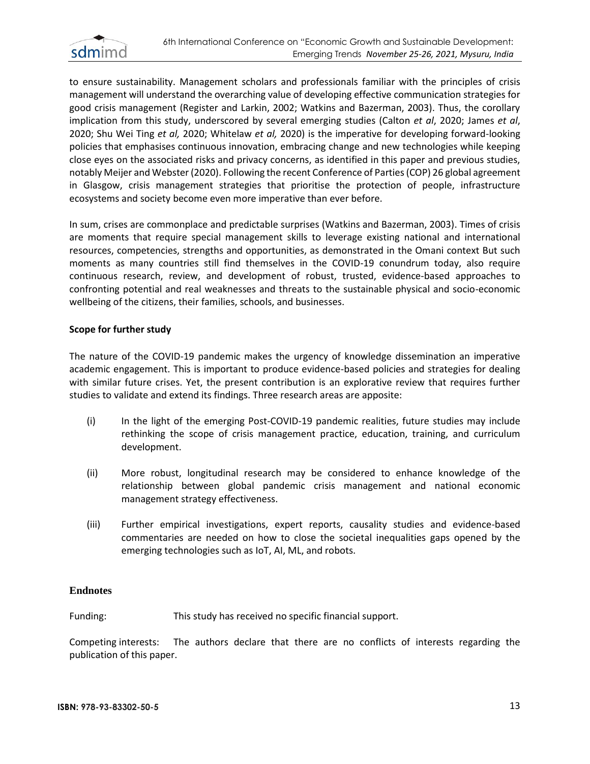to ensure sustainability. Management scholars and professionals familiar with the principles of crisis management will understand the overarching value of developing effective communication strategies for good crisis management (Register and Larkin, 2002; Watkins and Bazerman, 2003). Thus, the corollary implication from this study, underscored by several emerging studies (Calton *et al*, 2020; James *et al*, 2020; Shu Wei Ting *et al,* 2020; Whitelaw *et al,* 2020) is the imperative for developing forward-looking policies that emphasises continuous innovation, embracing change and new technologies while keeping close eyes on the associated risks and privacy concerns, as identified in this paper and previous studies, notably Meijer and Webster (2020). Following the recent Conference of Parties (COP) 26 global agreement in Glasgow, crisis management strategies that prioritise the protection of people, infrastructure ecosystems and society become even more imperative than ever before.

In sum, crises are commonplace and predictable surprises (Watkins and Bazerman, 2003). Times of crisis are moments that require special management skills to leverage existing national and international resources, competencies, strengths and opportunities, as demonstrated in the Omani context But such moments as many countries still find themselves in the COVID-19 conundrum today, also require continuous research, review, and development of robust, trusted, evidence-based approaches to confronting potential and real weaknesses and threats to the sustainable physical and socio-economic wellbeing of the citizens, their families, schools, and businesses.

**Scope for further study**

The nature of the COVID-19 pandemic makes the urgency of knowledge dissemination an imperative academic engagement. This is important to produce evidence-based policies and strategies for dealing with similar future crises. Yet, the present contribution is an explorative review that requires further studies to validate and extend its findings. Three research areas are apposite:

(i) In the light of the emerging Post-COVID-19 pandemic realities, future studies may include rethinking the scope of crisis management practice, education, training, and curriculum development.

(ii) More robust, longitudinal research may be considered to enhance knowledge of the relationship between global pandemic crisis management and national economic management strategy effectiveness.

(iii) Further empirical investigations, expert reports, causality studies and evidence-based commentaries are needed on how to close the societal inequalities gaps opened by the emerging technologies such as IoT, AI, ML, and robots.

## Endnotes

Funding: This study has received no specific financial support.

Competing interests: The authors declare that there are no conflicts of interests regarding the publication of this paper.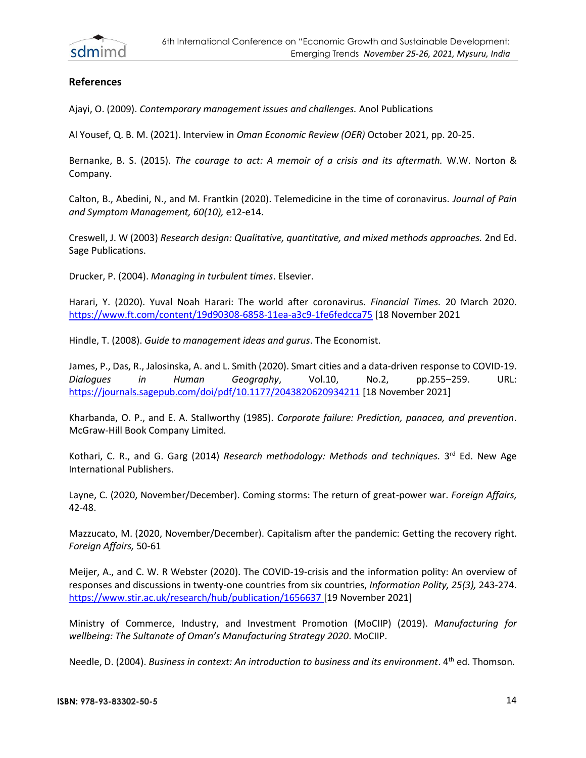## References

Ajayi, O. (2009). *Contemporary management issues and challenges.* Anol Publications

Al Yousef, Q. B. M. (2021). Interview in *Oman Economic Review (OER)* October 2021, pp. 20-25.

Bernanke, B. S. (2015). *The courage to act: A memoir of a crisis and its aftermath.* W.W. Norton & Company.

Calton, B., Abedini, N., and M. Frantkin (2020). Telemedicine in the time of coronavirus. *Journal of Pain and Symptom Management, 60(10),* e12-e14.

Creswell, J. W (2003) *Research design: Qualitative, quantitative, and mixed methods approaches.* 2nd Ed. Sage Publications.

Drucker, P. (2004). *Managing in turbulent times*. Elsevier.

Harari, Y. (2020). Yuval Noah Harari: The world after coronavirus. *Financial Times.* 20 March 2020. https://www.ft.com/content/19d90308-6858-11ea-a3c9-1fe6fedcca75 [18 November 2021

Hindle, T. (2008). *Guide to management ideas and gurus*. The Economist.

James, P., Das, R., Jalosinska, A. and L. Smith (2020). Smart cities and a data-driven response to COVID-19. *Dialogues in Human Geography*, Vol.10, No.2, pp.255–259. URL: https://journals.sagepub.com/doi/pdf/10.1177/2043820620934211 [18 November 2021]

Kharbanda, O. P., and E. A. Stallworthy (1985). *Corporate failure: Prediction, panacea, and prevention*. McGraw-Hill Book Company Limited.

Kothari, C. R., and G. Garg (2014) *Research methodology: Methods and techniques.* 3rd Ed. New Age International Publishers.

Layne, C. (2020, November/December). Coming storms: The return of great-power war. *Foreign Affairs,* 42-48.

Mazzucato, M. (2020, November/December). Capitalism after the pandemic: Getting the recovery right. *Foreign Affairs,* 50-61

Meijer, A., and C. W. R Webster (2020). The COVID-19-crisis and the information polity: An overview of responses and discussions in twenty-one countries from six countries, *Information Polity, 25(3),* 243-274. https://www.stir.ac.uk/research/hub/publication/1656637 [19 November 2021]

Ministry of Commerce, Industry, and Investment Promotion (MoCIIP) (2019). *Manufacturing for wellbeing: The Sultanate of Oman's Manufacturing Strategy 2020*. MoCIIP.

Needle, D. (2004). *Business in context: An introduction to business and its environment*. 4th ed. Thomson.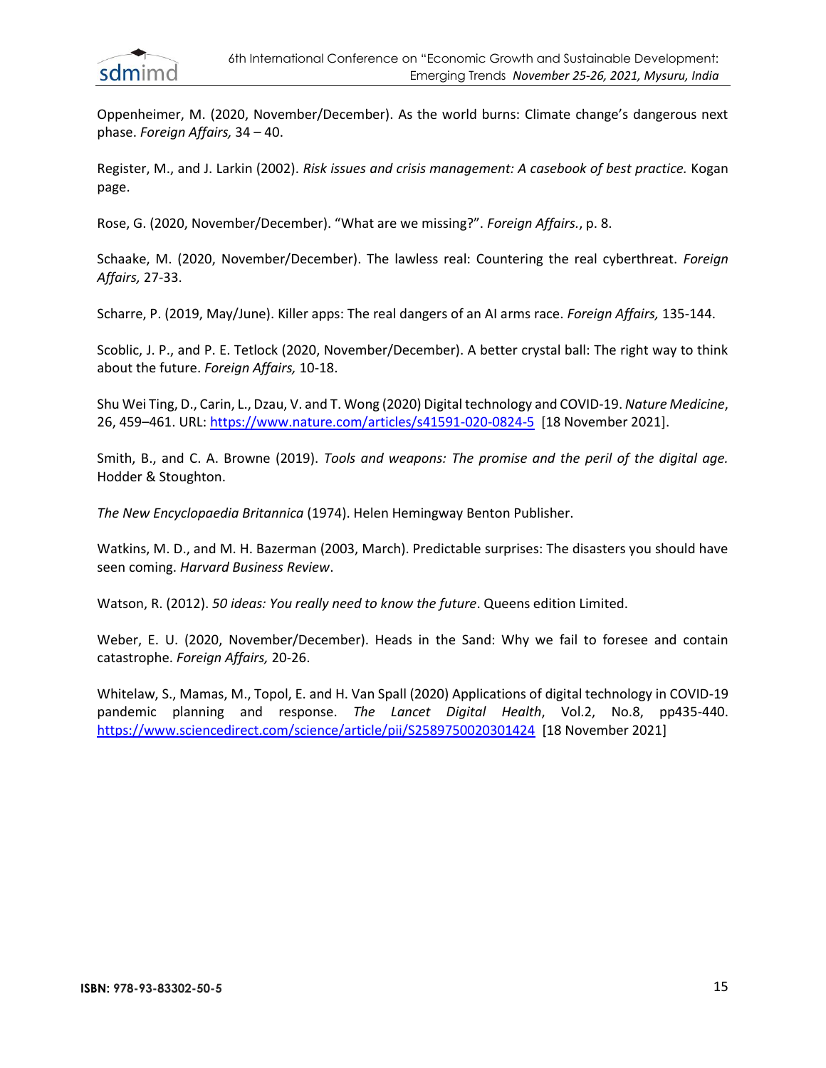Oppenheimer, M. (2020, November/December). As the world burns: Climate change's dangerous next phase. *Foreign Affairs,* 34 – 40.

Register, M., and J. Larkin (2002). *Risk issues and crisis management: A casebook of best practice.* Kogan page.

Rose, G. (2020, November/December). "What are we missing?". *Foreign Affairs.*, p. 8.

Schaake, M. (2020, November/December). The lawless real: Countering the real cyberthreat. *Foreign Affairs,* 27-33.

Scharre, P. (2019, May/June). Killer apps: The real dangers of an AI arms race. *Foreign Affairs,* 135-144.

Scoblic, J. P., and P. E. Tetlock (2020, November/December). A better crystal ball: The right way to think about the future. *Foreign Affairs,* 10-18.

Shu Wei Ting, D., Carin, L., Dzau, V. and T. Wong (2020) Digital technology and COVID-19. *Nature Medicine*, 26, 459–461. URL: https://www.nature.com/articles/s41591-020-0824-5 [18 November 2021].

Smith, B., and C. A. Browne (2019). *Tools and weapons: The promise and the peril of the digital age.* Hodder & Stoughton.

*The New Encyclopaedia Britannica* (1974). Helen Hemingway Benton Publisher.

Watkins, M. D., and M. H. Bazerman (2003, March). Predictable surprises: The disasters you should have seen coming. *Harvard Business Review*.

Watson, R. (2012). *50 ideas: You really need to know the future*. Queens edition Limited.

Weber, E. U. (2020, November/December). Heads in the Sand: Why we fail to foresee and contain catastrophe. *Foreign Affairs,* 20-26.

Whitelaw, S., Mamas, M., Topol, E. and H. Van Spall (2020) Applications of digital technology in COVID-19 pandemic planning and response. *The Lancet Digital Health*, Vol.2, No.8, pp435-440. https://www.sciencedirect.com/science/article/pii/S2589750020301424 [18 November 2021]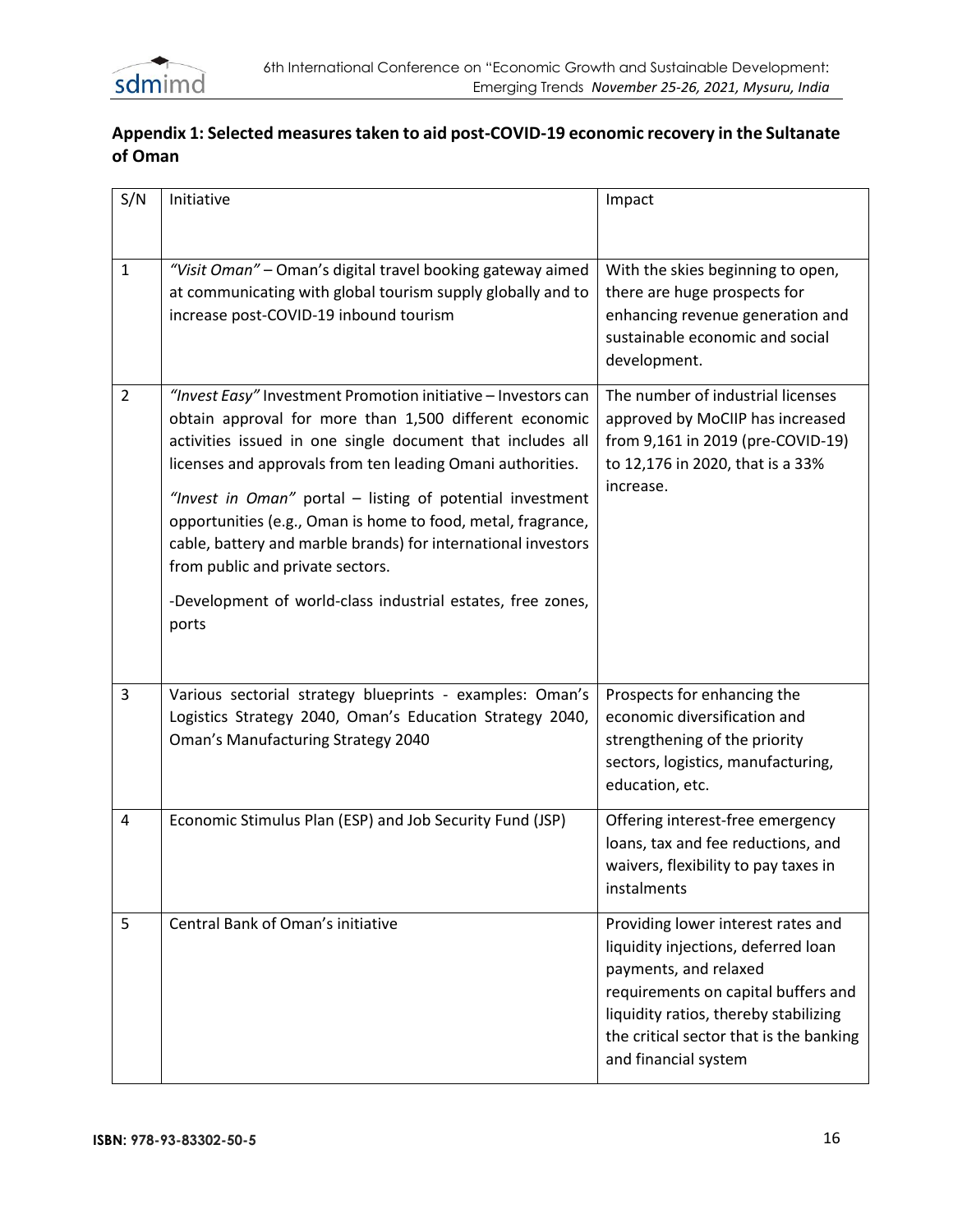## Appendix 1: Selected measures taken to aid post-COVID-19 economic recovery in the Sultanate of Oman

| S/N | Initiative | Impact |
|---|---|---|
| 1 | *"Visit Oman"* – Oman's digital travel booking gateway aimed at communicating with global tourism supply globally and to increase post-COVID-19 inbound tourism | With the skies beginning to open, there are huge prospects for enhancing revenue generation and sustainable economic and social development. |
| 2 | *"Invest Easy"* Investment Promotion initiative – Investors can obtain approval for more than 1,500 different economic activities issued in one single document that includes all licenses and approvals from ten leading Omani authorities.<br><br>*"Invest in Oman"* portal – listing of potential investment opportunities (e.g., Oman is home to food, metal, fragrance, cable, battery and marble brands) for international investors from public and private sectors.<br><br>-Development of world-class industrial estates, free zones, ports | The number of industrial licenses approved by MoCIIP has increased from 9,161 in 2019 (pre-COVID-19) to 12,176 in 2020, that is a 33% increase. |
| 3 | Various sectorial strategy blueprints - examples: Oman's Logistics Strategy 2040, Oman's Education Strategy 2040, Oman's Manufacturing Strategy 2040 | Prospects for enhancing the economic diversification and strengthening of the priority sectors, logistics, manufacturing, education, etc. |
| 4 | Economic Stimulus Plan (ESP) and Job Security Fund (JSP) | Offering interest-free emergency loans, tax and fee reductions, and waivers, flexibility to pay taxes in instalments |
| 5 | Central Bank of Oman's initiative | Providing lower interest rates and liquidity injections, deferred loan payments, and relaxed requirements on capital buffers and liquidity ratios, thereby stabilizing the critical sector that is the banking and financial system |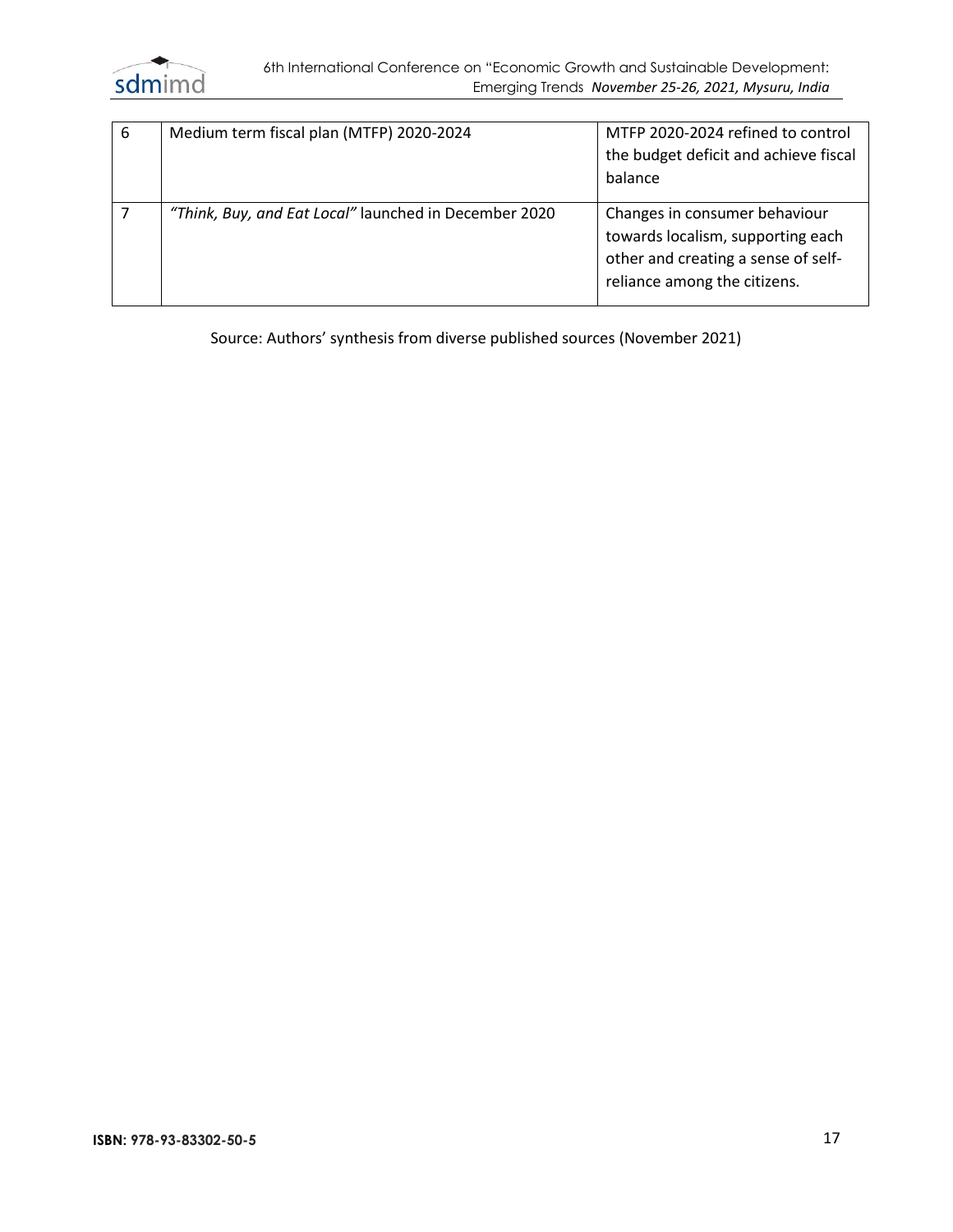| | | |
|---|---|---|
| 6 | Medium term fiscal plan (MTFP) 2020-2024 | MTFP 2020-2024 refined to control the budget deficit and achieve fiscal balance |
| 7 | *"Think, Buy, and Eat Local"* launched in December 2020 | Changes in consumer behaviour towards localism, supporting each other and creating a sense of self-reliance among the citizens. |

Source: Authors' synthesis from diverse published sources (November 2021)